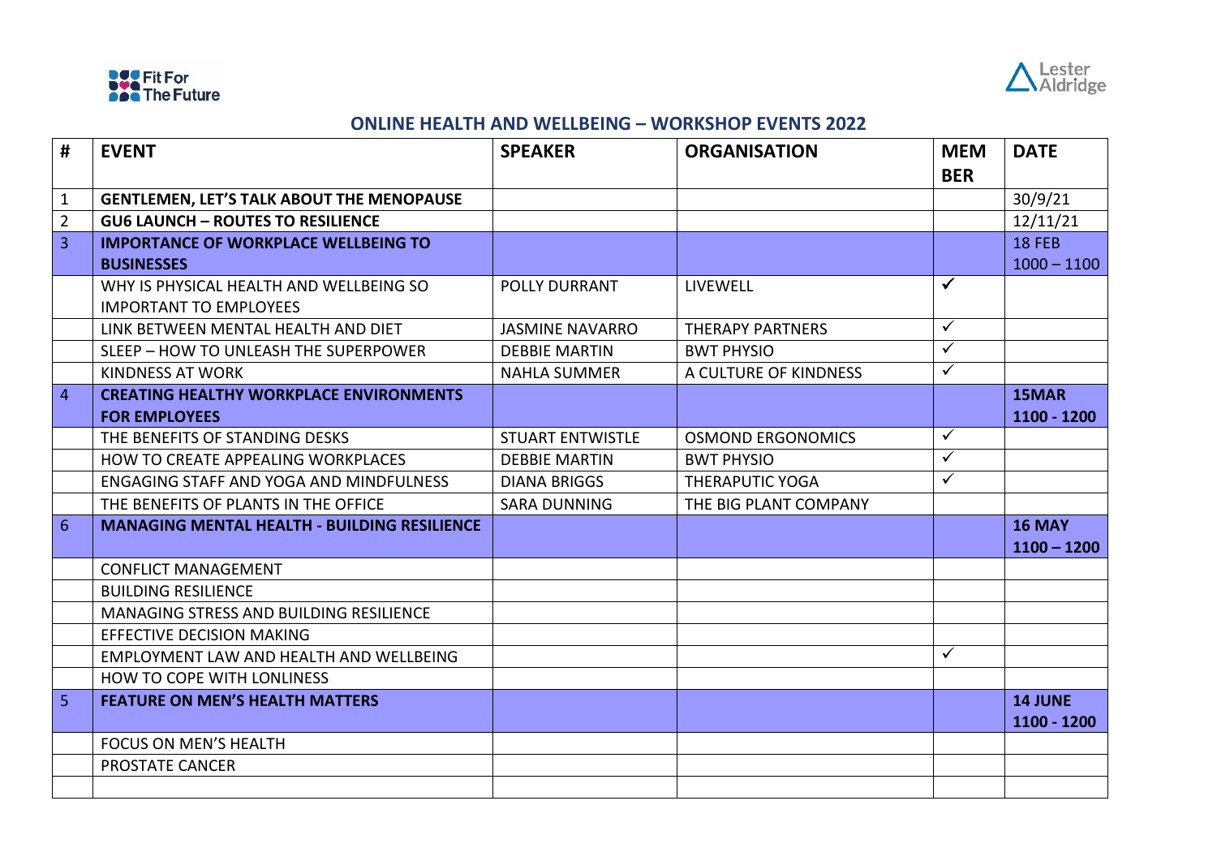Fit For The Future

Lester Aldridge

## ONLINE HEALTH AND WELLBEING – WORKSHOP EVENTS 2022

| # | EVENT | SPEAKER | ORGANISATION | MEMBER | DATE |
|---|---|---|---|---|---|
| 1 | **GENTLEMEN, LET'S TALK ABOUT THE MENOPAUSE** | | | | 30/9/21 |
| 2 | **GU6 LAUNCH – ROUTES TO RESILIENCE** | | | | 12/11/21 |
| 3 | **IMPORTANCE OF WORKPLACE WELLBEING TO BUSINESSES** | | | | 18 FEB 1000 – 1100 |
| | WHY IS PHYSICAL HEALTH AND WELLBEING SO IMPORTANT TO EMPLOYEES | POLLY DURRANT | LIVEWELL | ✓ | |
| | LINK BETWEEN MENTAL HEALTH AND DIET | JASMINE NAVARRO | THERAPY PARTNERS | ✓ | |
| | SLEEP – HOW TO UNLEASH THE SUPERPOWER | DEBBIE MARTIN | BWT PHYSIO | ✓ | |
| | KINDNESS AT WORK | NAHLA SUMMER | A CULTURE OF KINDNESS | ✓ | |
| 4 | **CREATING HEALTHY WORKPLACE ENVIRONMENTS FOR EMPLOYEES** | | | | **15MAR 1100 - 1200** |
| | THE BENEFITS OF STANDING DESKS | STUART ENTWISTLE | OSMOND ERGONOMICS | ✓ | |
| | HOW TO CREATE APPEALING WORKPLACES | DEBBIE MARTIN | BWT PHYSIO | ✓ | |
| | ENGAGING STAFF AND YOGA AND MINDFULNESS | DIANA BRIGGS | THERAPUTIC YOGA | ✓ | |
| | THE BENEFITS OF PLANTS IN THE OFFICE | SARA DUNNING | THE BIG PLANT COMPANY | | |
| 6 | **MANAGING MENTAL HEALTH - BUILDING RESILIENCE** | | | | **16 MAY 1100 – 1200** |
| | CONFLICT MANAGEMENT | | | | |
| | BUILDING RESILIENCE | | | | |
| | MANAGING STRESS AND BUILDING RESILIENCE | | | | |
| | EFFECTIVE DECISION MAKING | | | | |
| | EMPLOYMENT LAW AND HEALTH AND WELLBEING | | | ✓ | |
| | HOW TO COPE WITH LONLINESS | | | | |
| 5 | **FEATURE ON MEN'S HEALTH MATTERS** | | | | **14 JUNE 1100 - 1200** |
| | FOCUS ON MEN'S HEALTH | | | | |
| | PROSTATE CANCER | | | | |
| | | | | | |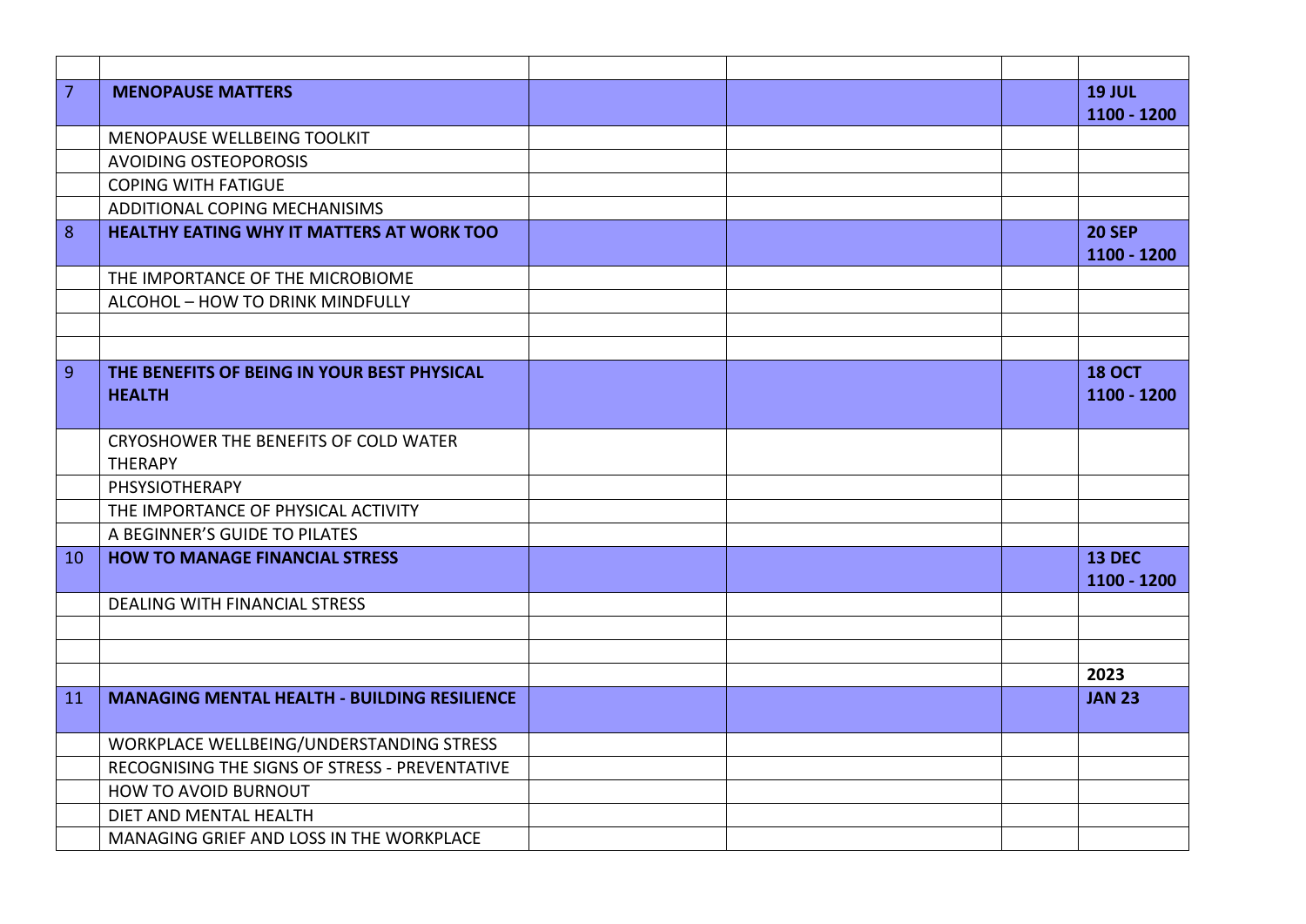| | | | | | |
|---|---|---|---|---|---|
| 7 | **MENOPAUSE MATTERS** | | | | **19 JUL 1100 - 1200** |
| | MENOPAUSE WELLBEING TOOLKIT | | | | |
| | AVOIDING OSTEOPOROSIS | | | | |
| | COPING WITH FATIGUE | | | | |
| | ADDITIONAL COPING MECHANISIMS | | | | |
| 8 | **HEALTHY EATING WHY IT MATTERS AT WORK TOO** | | | | **20 SEP 1100 - 1200** |
| | THE IMPORTANCE OF THE MICROBIOME | | | | |
| | ALCOHOL – HOW TO DRINK MINDFULLY | | | | |
| | | | | | |
| | | | | | |
| 9 | **THE BENEFITS OF BEING IN YOUR BEST PHYSICAL HEALTH** | | | | **18 OCT 1100 - 1200** |
| | CRYOSHOWER THE BENEFITS OF COLD WATER THERAPY | | | | |
| | PHSYSIOTHERAPY | | | | |
| | THE IMPORTANCE OF PHYSICAL ACTIVITY | | | | |
| | A BEGINNER'S GUIDE TO PILATES | | | | |
| 10 | **HOW TO MANAGE FINANCIAL STRESS** | | | | **13 DEC 1100 - 1200** |
| | DEALING WITH FINANCIAL STRESS | | | | |
| | | | | | |
| | | | | | |
| | | | | | **2023** |
| 11 | **MANAGING MENTAL HEALTH - BUILDING RESILIENCE** | | | | **JAN 23** |
| | WORKPLACE WELLBEING/UNDERSTANDING STRESS | | | | |
| | RECOGNISING THE SIGNS OF STRESS - PREVENTATIVE | | | | |
| | HOW TO AVOID BURNOUT | | | | |
| | DIET AND MENTAL HEALTH | | | | |
| | MANAGING GRIEF AND LOSS IN THE WORKPLACE | | | | |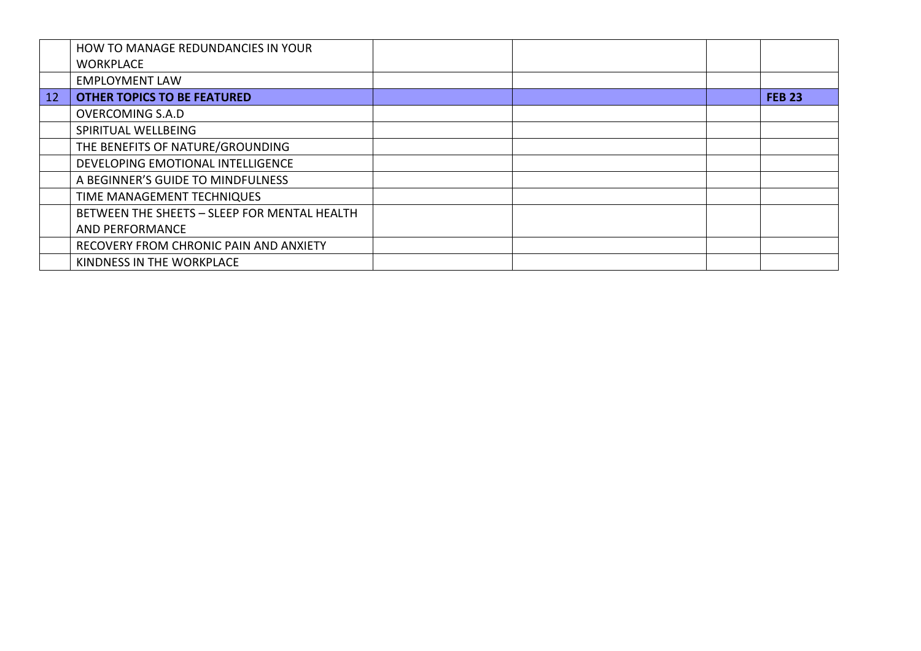| | | | | | |
|---|---|---|---|---|---|
| | HOW TO MANAGE REDUNDANCIES IN YOUR WORKPLACE | | | | |
| | EMPLOYMENT LAW | | | | |
| 12 | **OTHER TOPICS TO BE FEATURED** | | | | **FEB 23** |
| | OVERCOMING S.A.D | | | | |
| | SPIRITUAL WELLBEING | | | | |
| | THE BENEFITS OF NATURE/GROUNDING | | | | |
| | DEVELOPING EMOTIONAL INTELLIGENCE | | | | |
| | A BEGINNER'S GUIDE TO MINDFULNESS | | | | |
| | TIME MANAGEMENT TECHNIQUES | | | | |
| | BETWEEN THE SHEETS – SLEEP FOR MENTAL HEALTH AND PERFORMANCE | | | | |
| | RECOVERY FROM CHRONIC PAIN AND ANXIETY | | | | |
| | KINDNESS IN THE WORKPLACE | | | | |